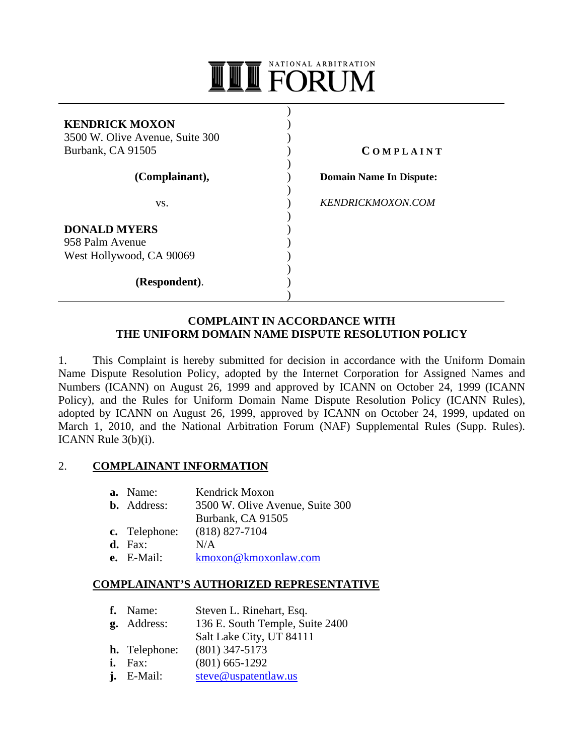NATIONAL ARBITRATION FORUM

| | |
|---|---|
| **KENDRICK MOXON**<br>3500 W. Olive Avenue, Suite 300<br>Burbank, CA 91505<br><br>**(Complainant),**<br><br>vs.<br><br>**DONALD MYERS**<br>958 Palm Avenue<br>West Hollywood, CA 90069<br><br>**(Respondent).** | **COMPLAINT**<br><br>**Domain Name In Dispute:**<br><br>*KENDRICKMOXON.COM* |

**COMPLAINT IN ACCORDANCE WITH THE UNIFORM DOMAIN NAME DISPUTE RESOLUTION POLICY**

1. This Complaint is hereby submitted for decision in accordance with the Uniform Domain Name Dispute Resolution Policy, adopted by the Internet Corporation for Assigned Names and Numbers (ICANN) on August 26, 1999 and approved by ICANN on October 24, 1999 (ICANN Policy), and the Rules for Uniform Domain Name Dispute Resolution Policy (ICANN Rules), adopted by ICANN on August 26, 1999, approved by ICANN on October 24, 1999, updated on March 1, 2010, and the National Arbitration Forum (NAF) Supplemental Rules (Supp. Rules). ICANN Rule 3(b)(i).

2. **COMPLAINANT INFORMATION**

- **a.** Name: Kendrick Moxon
- **b.** Address: 3500 W. Olive Avenue, Suite 300, Burbank, CA 91505
- **c.** Telephone: (818) 827-7104
- **d.** Fax: N/A
- **e.** E-Mail: kmoxon@kmoxonlaw.com

**COMPLAINANT'S AUTHORIZED REPRESENTATIVE**

- **f.** Name: Steven L. Rinehart, Esq.
- **g.** Address: 136 E. South Temple, Suite 2400, Salt Lake City, UT 84111
- **h.** Telephone: (801) 347-5173
- **i.** Fax: (801) 665-1292
- **j.** E-Mail: steve@uspatentlaw.us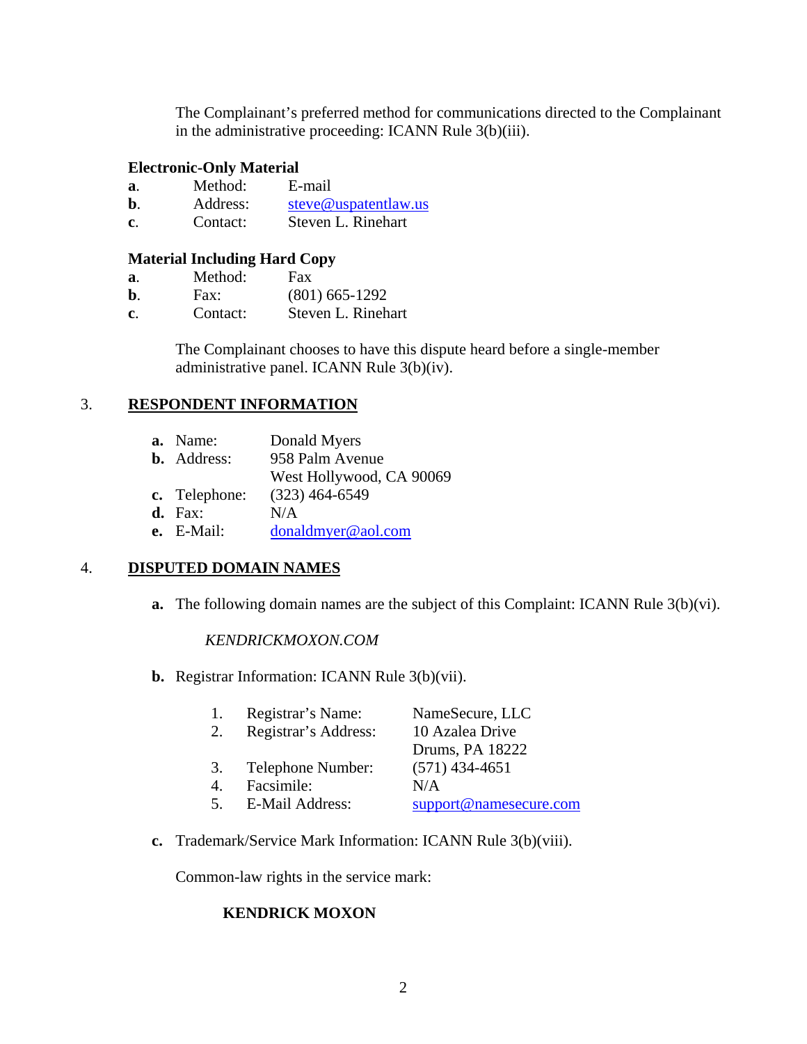The Complainant's preferred method for communications directed to the Complainant in the administrative proceeding: ICANN Rule 3(b)(iii).

**Electronic-Only Material**

**a**. Method: E-mail
**b**. Address: steve@uspatentlaw.us
**c**. Contact: Steven L. Rinehart

**Material Including Hard Copy**

**a**. Method: Fax
**b**. Fax: (801) 665-1292
**c**. Contact: Steven L. Rinehart

The Complainant chooses to have this dispute heard before a single-member administrative panel. ICANN Rule 3(b)(iv).

## 3. RESPONDENT INFORMATION

**a.** Name: Donald Myers
**b.** Address: 958 Palm Avenue
West Hollywood, CA 90069
**c.** Telephone: (323) 464-6549
**d.** Fax: N/A
**e.** E-Mail: donaldmyer@aol.com

## 4. DISPUTED DOMAIN NAMES

**a.** The following domain names are the subject of this Complaint: ICANN Rule 3(b)(vi).

*KENDRICKMOXON.COM*

**b.** Registrar Information: ICANN Rule 3(b)(vii).

1. Registrar's Name: NameSecure, LLC
2. Registrar's Address: 10 Azalea Drive
   Drums, PA 18222
3. Telephone Number: (571) 434-4651
4. Facsimile: N/A
5. E-Mail Address: support@namesecure.com

**c.** Trademark/Service Mark Information: ICANN Rule 3(b)(viii).

Common-law rights in the service mark:

**KENDRICK MOXON**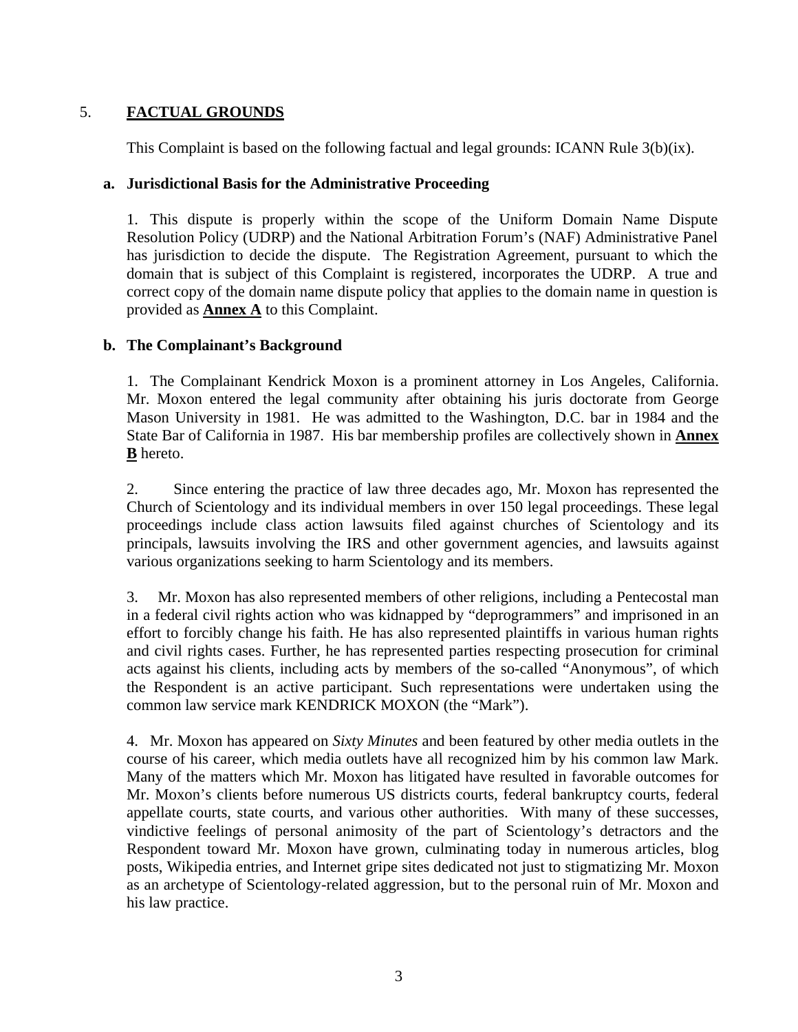## 5. FACTUAL GROUNDS

This Complaint is based on the following factual and legal grounds: ICANN Rule 3(b)(ix).

### a. Jurisdictional Basis for the Administrative Proceeding

1. This dispute is properly within the scope of the Uniform Domain Name Dispute Resolution Policy (UDRP) and the National Arbitration Forum's (NAF) Administrative Panel has jurisdiction to decide the dispute. The Registration Agreement, pursuant to which the domain that is subject of this Complaint is registered, incorporates the UDRP. A true and correct copy of the domain name dispute policy that applies to the domain name in question is provided as **Annex A** to this Complaint.

### b. The Complainant's Background

1. The Complainant Kendrick Moxon is a prominent attorney in Los Angeles, California. Mr. Moxon entered the legal community after obtaining his juris doctorate from George Mason University in 1981. He was admitted to the Washington, D.C. bar in 1984 and the State Bar of California in 1987. His bar membership profiles are collectively shown in **Annex B** hereto.

2. Since entering the practice of law three decades ago, Mr. Moxon has represented the Church of Scientology and its individual members in over 150 legal proceedings. These legal proceedings include class action lawsuits filed against churches of Scientology and its principals, lawsuits involving the IRS and other government agencies, and lawsuits against various organizations seeking to harm Scientology and its members.

3. Mr. Moxon has also represented members of other religions, including a Pentecostal man in a federal civil rights action who was kidnapped by "deprogrammers" and imprisoned in an effort to forcibly change his faith. He has also represented plaintiffs in various human rights and civil rights cases. Further, he has represented parties respecting prosecution for criminal acts against his clients, including acts by members of the so-called "Anonymous", of which the Respondent is an active participant. Such representations were undertaken using the common law service mark KENDRICK MOXON (the "Mark").

4. Mr. Moxon has appeared on *Sixty Minutes* and been featured by other media outlets in the course of his career, which media outlets have all recognized him by his common law Mark. Many of the matters which Mr. Moxon has litigated have resulted in favorable outcomes for Mr. Moxon's clients before numerous US districts courts, federal bankruptcy courts, federal appellate courts, state courts, and various other authorities. With many of these successes, vindictive feelings of personal animosity of the part of Scientology's detractors and the Respondent toward Mr. Moxon have grown, culminating today in numerous articles, blog posts, Wikipedia entries, and Internet gripe sites dedicated not just to stigmatizing Mr. Moxon as an archetype of Scientology-related aggression, but to the personal ruin of Mr. Moxon and his law practice.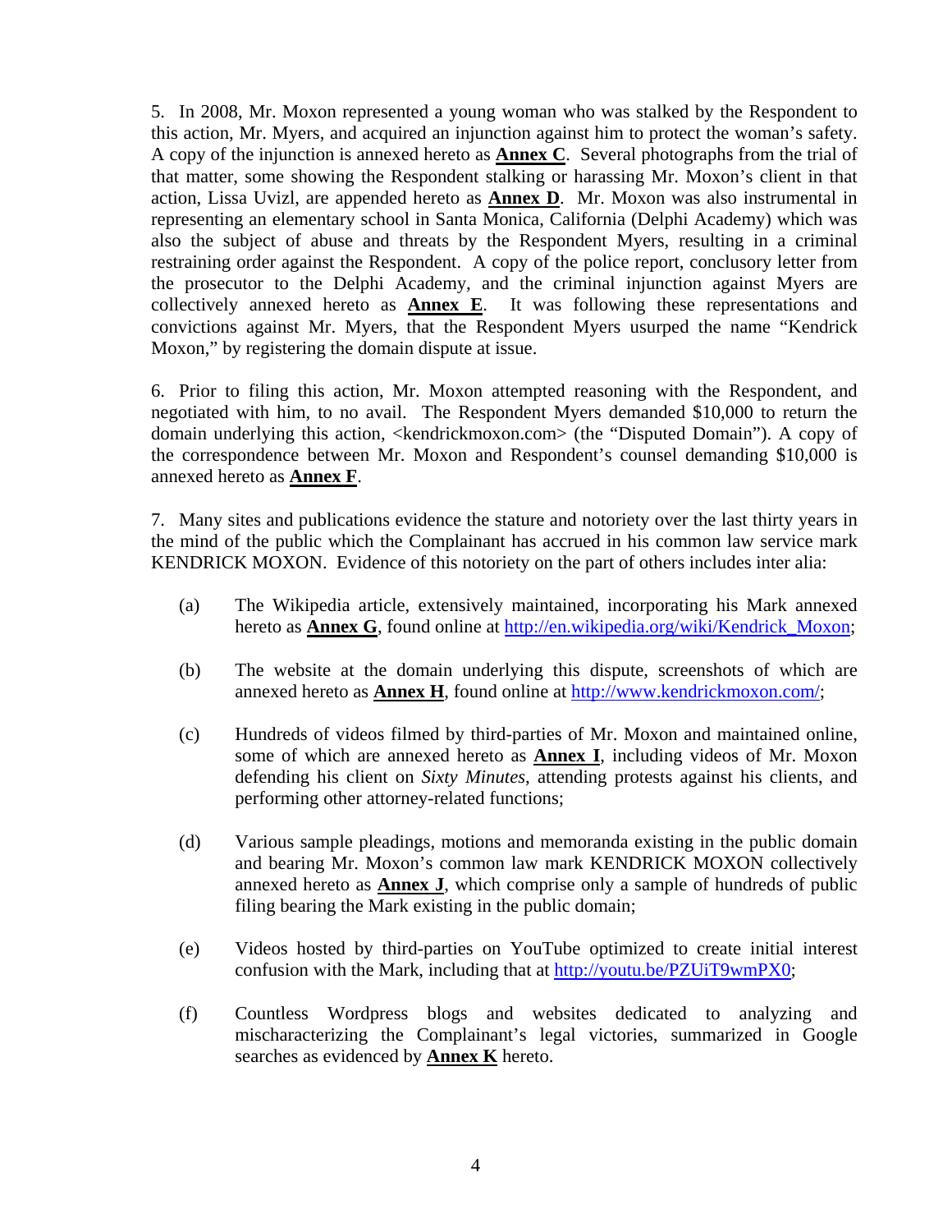5. In 2008, Mr. Moxon represented a young woman who was stalked by the Respondent to this action, Mr. Myers, and acquired an injunction against him to protect the woman's safety. A copy of the injunction is annexed hereto as **Annex C**. Several photographs from the trial of that matter, some showing the Respondent stalking or harassing Mr. Moxon's client in that action, Lissa Uvizl, are appended hereto as **Annex D**. Mr. Moxon was also instrumental in representing an elementary school in Santa Monica, California (Delphi Academy) which was also the subject of abuse and threats by the Respondent Myers, resulting in a criminal restraining order against the Respondent. A copy of the police report, conclusory letter from the prosecutor to the Delphi Academy, and the criminal injunction against Myers are collectively annexed hereto as **Annex E**. It was following these representations and convictions against Mr. Myers, that the Respondent Myers usurped the name "Kendrick Moxon," by registering the domain dispute at issue.

6. Prior to filing this action, Mr. Moxon attempted reasoning with the Respondent, and negotiated with him, to no avail. The Respondent Myers demanded $10,000 to return the domain underlying this action, <kendrickmoxon.com> (the "Disputed Domain"). A copy of the correspondence between Mr. Moxon and Respondent's counsel demanding $10,000 is annexed hereto as **Annex F**.

7. Many sites and publications evidence the stature and notoriety over the last thirty years in the mind of the public which the Complainant has accrued in his common law service mark KENDRICK MOXON. Evidence of this notoriety on the part of others includes inter alia:

(a) The Wikipedia article, extensively maintained, incorporating his Mark annexed hereto as **Annex G**, found online at http://en.wikipedia.org/wiki/Kendrick_Moxon;

(b) The website at the domain underlying this dispute, screenshots of which are annexed hereto as **Annex H**, found online at http://www.kendrickmoxon.com/;

(c) Hundreds of videos filmed by third-parties of Mr. Moxon and maintained online, some of which are annexed hereto as **Annex I**, including videos of Mr. Moxon defending his client on *Sixty Minutes*, attending protests against his clients, and performing other attorney-related functions;

(d) Various sample pleadings, motions and memoranda existing in the public domain and bearing Mr. Moxon's common law mark KENDRICK MOXON collectively annexed hereto as **Annex J**, which comprise only a sample of hundreds of public filing bearing the Mark existing in the public domain;

(e) Videos hosted by third-parties on YouTube optimized to create initial interest confusion with the Mark, including that at http://youtu.be/PZUiT9wmPX0;

(f) Countless Wordpress blogs and websites dedicated to analyzing and mischaracterizing the Complainant's legal victories, summarized in Google searches as evidenced by **Annex K** hereto.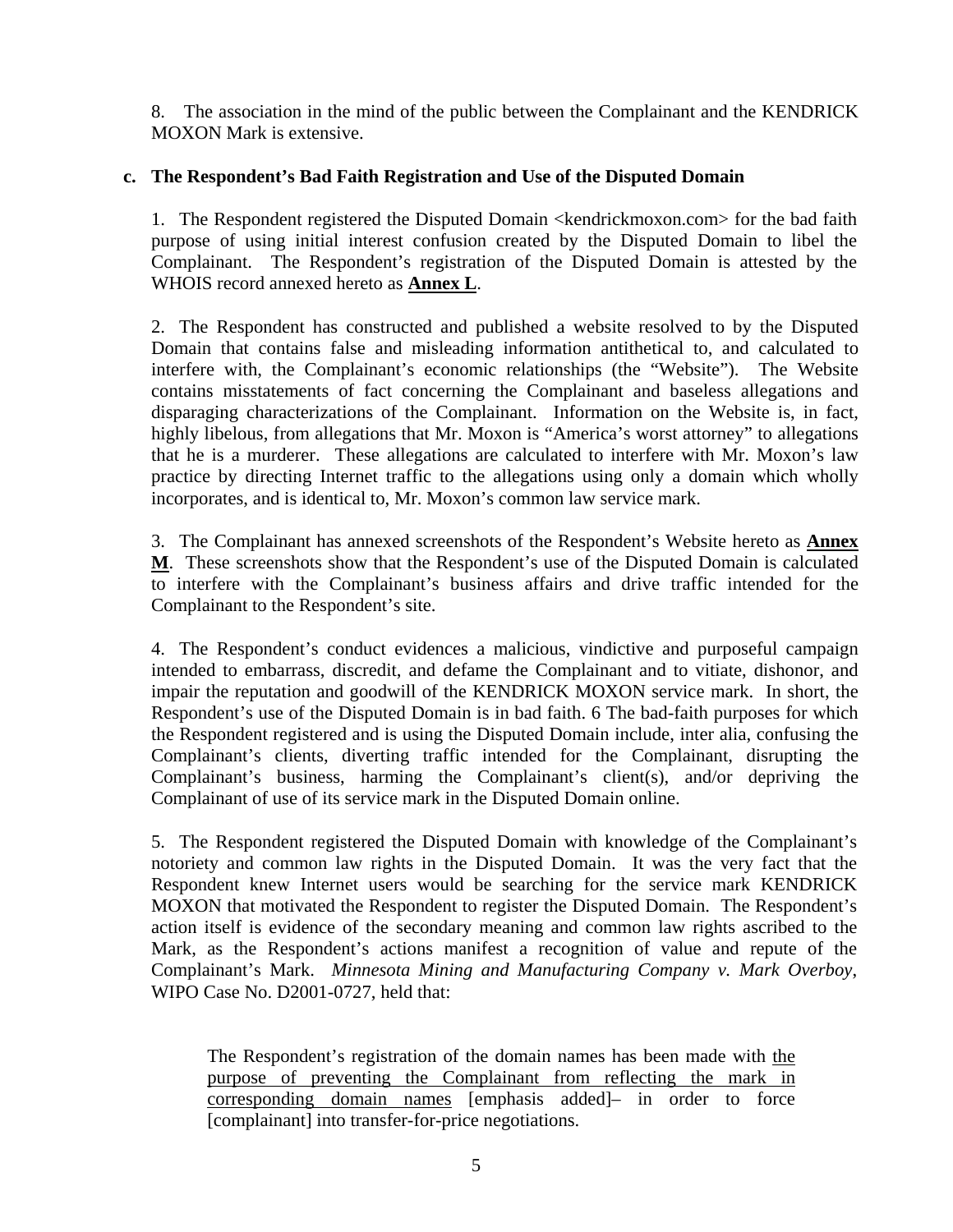8. The association in the mind of the public between the Complainant and the KENDRICK MOXON Mark is extensive.

### c. The Respondent's Bad Faith Registration and Use of the Disputed Domain

1. The Respondent registered the Disputed Domain <kendrickmoxon.com> for the bad faith purpose of using initial interest confusion created by the Disputed Domain to libel the Complainant. The Respondent's registration of the Disputed Domain is attested by the WHOIS record annexed hereto as **Annex L**.

2. The Respondent has constructed and published a website resolved to by the Disputed Domain that contains false and misleading information antithetical to, and calculated to interfere with, the Complainant's economic relationships (the "Website"). The Website contains misstatements of fact concerning the Complainant and baseless allegations and disparaging characterizations of the Complainant. Information on the Website is, in fact, highly libelous, from allegations that Mr. Moxon is "America's worst attorney" to allegations that he is a murderer. These allegations are calculated to interfere with Mr. Moxon's law practice by directing Internet traffic to the allegations using only a domain which wholly incorporates, and is identical to, Mr. Moxon's common law service mark.

3. The Complainant has annexed screenshots of the Respondent's Website hereto as **Annex M**. These screenshots show that the Respondent's use of the Disputed Domain is calculated to interfere with the Complainant's business affairs and drive traffic intended for the Complainant to the Respondent's site.

4. The Respondent's conduct evidences a malicious, vindictive and purposeful campaign intended to embarrass, discredit, and defame the Complainant and to vitiate, dishonor, and impair the reputation and goodwill of the KENDRICK MOXON service mark. In short, the Respondent's use of the Disputed Domain is in bad faith. 6 The bad-faith purposes for which the Respondent registered and is using the Disputed Domain include, inter alia, confusing the Complainant's clients, diverting traffic intended for the Complainant, disrupting the Complainant's business, harming the Complainant's client(s), and/or depriving the Complainant of use of its service mark in the Disputed Domain online.

5. The Respondent registered the Disputed Domain with knowledge of the Complainant's notoriety and common law rights in the Disputed Domain. It was the very fact that the Respondent knew Internet users would be searching for the service mark KENDRICK MOXON that motivated the Respondent to register the Disputed Domain. The Respondent's action itself is evidence of the secondary meaning and common law rights ascribed to the Mark, as the Respondent's actions manifest a recognition of value and repute of the Complainant's Mark. *Minnesota Mining and Manufacturing Company v. Mark Overboy*, WIPO Case No. D2001-0727, held that:

> The Respondent's registration of the domain names has been made with <u>the purpose of preventing the Complainant from reflecting the mark in corresponding domain names</u> [emphasis added]– in order to force [complainant] into transfer-for-price negotiations.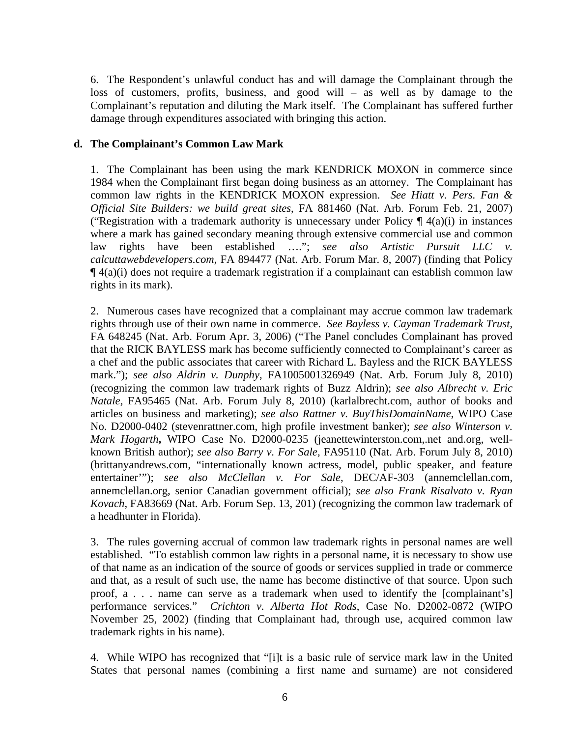6. The Respondent's unlawful conduct has and will damage the Complainant through the loss of customers, profits, business, and good will – as well as by damage to the Complainant's reputation and diluting the Mark itself. The Complainant has suffered further damage through expenditures associated with bringing this action.

**d. The Complainant's Common Law Mark**

1. The Complainant has been using the mark KENDRICK MOXON in commerce since 1984 when the Complainant first began doing business as an attorney. The Complainant has common law rights in the KENDRICK MOXON expression. *See Hiatt v. Pers. Fan & Official Site Builders: we build great sites*, FA 881460 (Nat. Arb. Forum Feb. 21, 2007) ("Registration with a trademark authority is unnecessary under Policy ¶ 4(a)(i) in instances where a mark has gained secondary meaning through extensive commercial use and common law rights have been established …."; *see also Artistic Pursuit LLC v. calcuttawebdevelopers.com*, FA 894477 (Nat. Arb. Forum Mar. 8, 2007) (finding that Policy ¶ 4(a)(i) does not require a trademark registration if a complainant can establish common law rights in its mark).

2. Numerous cases have recognized that a complainant may accrue common law trademark rights through use of their own name in commerce. *See Bayless v. Cayman Trademark Trust*, FA 648245 (Nat. Arb. Forum Apr. 3, 2006) ("The Panel concludes Complainant has proved that the RICK BAYLESS mark has become sufficiently connected to Complainant's career as a chef and the public associates that career with Richard L. Bayless and the RICK BAYLESS mark."); *see also Aldrin v. Dunphy*, FA1005001326949 (Nat. Arb. Forum July 8, 2010) (recognizing the common law trademark rights of Buzz Aldrin); *see also Albrecht v. Eric Natale,* FA95465 (Nat. Arb. Forum July 8, 2010) (karlalbrecht.com, author of books and articles on business and marketing); *see also Rattner v. BuyThisDomainName*, WIPO Case No. D2000-0402 (stevenrattner.com, high profile investment banker); *see also Winterson v. Mark Hogarth***,** WIPO Case No. D2000-0235 (jeanettewinterston.com,.net and.org, well-known British author); *see also Barry v. For Sale*, FA95110 (Nat. Arb. Forum July 8, 2010) (brittanyandrews.com, "internationally known actress, model, public speaker, and feature entertainer'"); *see also McClellan v. For Sale*, DEC/AF-303 (annemclellan.com, annemclellan.org, senior Canadian government official); *see also Frank Risalvato v. Ryan Kovach*, FA83669 (Nat. Arb. Forum Sep. 13, 201) (recognizing the common law trademark of a headhunter in Florida).

3. The rules governing accrual of common law trademark rights in personal names are well established. "To establish common law rights in a personal name, it is necessary to show use of that name as an indication of the source of goods or services supplied in trade or commerce and that, as a result of such use, the name has become distinctive of that source. Upon such proof, a . . . name can serve as a trademark when used to identify the [complainant's] performance services." *Crichton v. Alberta Hot Rods*, Case No. D2002-0872 (WIPO November 25, 2002) (finding that Complainant had, through use, acquired common law trademark rights in his name).

4. While WIPO has recognized that "[i]t is a basic rule of service mark law in the United States that personal names (combining a first name and surname) are not considered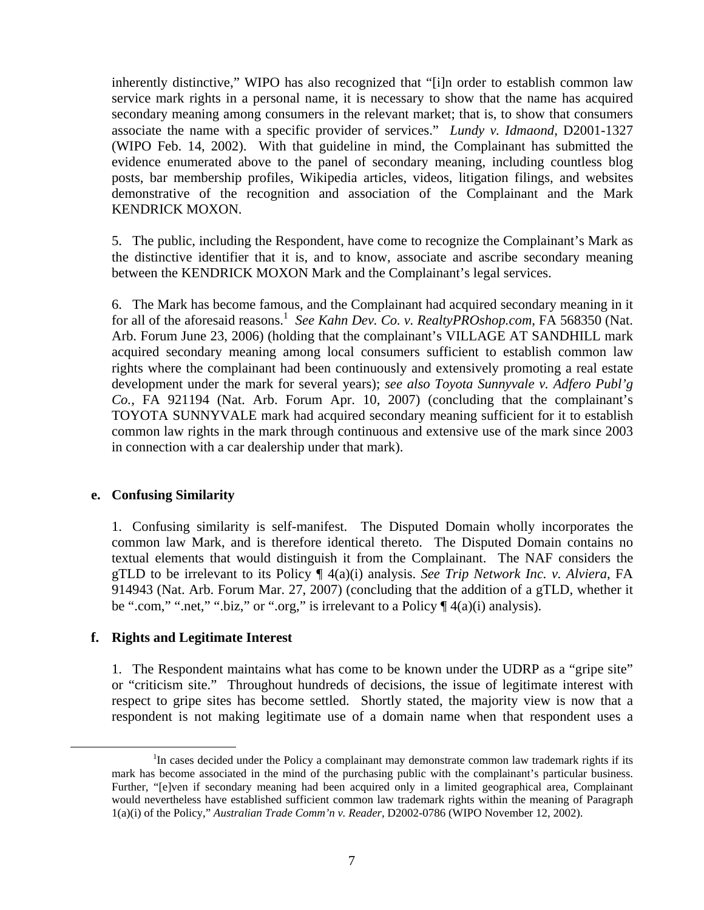inherently distinctive," WIPO has also recognized that "[i]n order to establish common law service mark rights in a personal name, it is necessary to show that the name has acquired secondary meaning among consumers in the relevant market; that is, to show that consumers associate the name with a specific provider of services." *Lundy v. Idmaond*, D2001-1327 (WIPO Feb. 14, 2002). With that guideline in mind, the Complainant has submitted the evidence enumerated above to the panel of secondary meaning, including countless blog posts, bar membership profiles, Wikipedia articles, videos, litigation filings, and websites demonstrative of the recognition and association of the Complainant and the Mark KENDRICK MOXON.

5. The public, including the Respondent, have come to recognize the Complainant's Mark as the distinctive identifier that it is, and to know, associate and ascribe secondary meaning between the KENDRICK MOXON Mark and the Complainant's legal services.

6. The Mark has become famous, and the Complainant had acquired secondary meaning in it for all of the aforesaid reasons.[1] *See Kahn Dev. Co. v. RealtyPROshop.com*, FA 568350 (Nat. Arb. Forum June 23, 2006) (holding that the complainant's VILLAGE AT SANDHILL mark acquired secondary meaning among local consumers sufficient to establish common law rights where the complainant had been continuously and extensively promoting a real estate development under the mark for several years); *see also Toyota Sunnyvale v. Adfero Publ'g Co.*, FA 921194 (Nat. Arb. Forum Apr. 10, 2007) (concluding that the complainant's TOYOTA SUNNYVALE mark had acquired secondary meaning sufficient for it to establish common law rights in the mark through continuous and extensive use of the mark since 2003 in connection with a car dealership under that mark).

**e. Confusing Similarity**

1. Confusing similarity is self-manifest. The Disputed Domain wholly incorporates the common law Mark, and is therefore identical thereto. The Disputed Domain contains no textual elements that would distinguish it from the Complainant. The NAF considers the gTLD to be irrelevant to its Policy ¶ 4(a)(i) analysis. *See Trip Network Inc. v. Alviera*, FA 914943 (Nat. Arb. Forum Mar. 27, 2007) (concluding that the addition of a gTLD, whether it be ".com," ".net," ".biz," or ".org," is irrelevant to a Policy ¶ 4(a)(i) analysis).

**f. Rights and Legitimate Interest**

1. The Respondent maintains what has come to be known under the UDRP as a "gripe site" or "criticism site." Throughout hundreds of decisions, the issue of legitimate interest with respect to gripe sites has become settled. Shortly stated, the majority view is now that a respondent is not making legitimate use of a domain name when that respondent uses a

---

[1] In cases decided under the Policy a complainant may demonstrate common law trademark rights if its mark has become associated in the mind of the purchasing public with the complainant's particular business. Further, "[e]ven if secondary meaning had been acquired only in a limited geographical area, Complainant would nevertheless have established sufficient common law trademark rights within the meaning of Paragraph 1(a)(i) of the Policy," *Australian Trade Comm'n v. Reader*, D2002-0786 (WIPO November 12, 2002).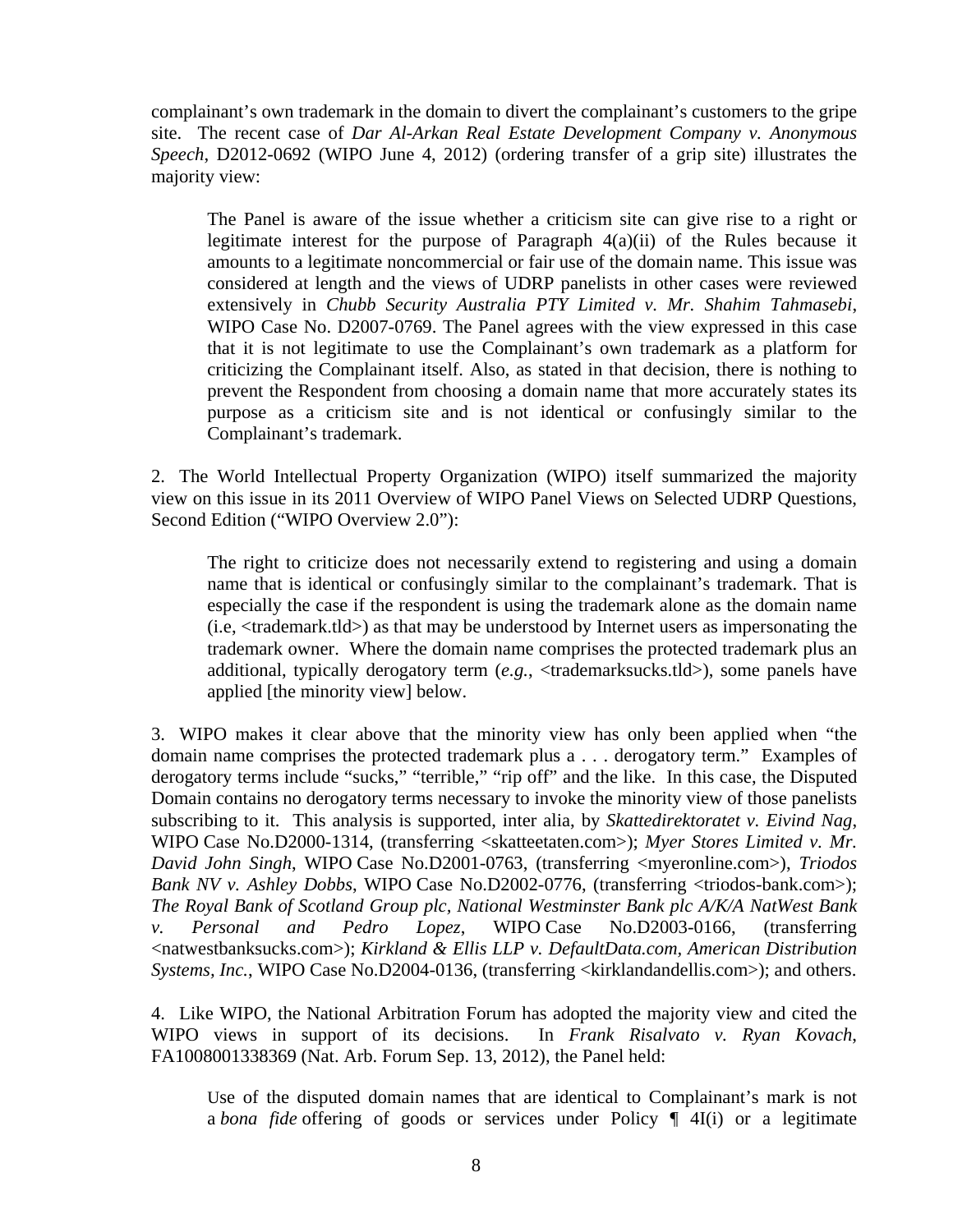complainant's own trademark in the domain to divert the complainant's customers to the gripe site. The recent case of *Dar Al-Arkan Real Estate Development Company v. Anonymous Speech*, D2012-0692 (WIPO June 4, 2012) (ordering transfer of a grip site) illustrates the majority view:

> The Panel is aware of the issue whether a criticism site can give rise to a right or legitimate interest for the purpose of Paragraph 4(a)(ii) of the Rules because it amounts to a legitimate noncommercial or fair use of the domain name. This issue was considered at length and the views of UDRP panelists in other cases were reviewed extensively in *Chubb Security Australia PTY Limited v. Mr. Shahim Tahmasebi*, WIPO Case No. D2007-0769. The Panel agrees with the view expressed in this case that it is not legitimate to use the Complainant's own trademark as a platform for criticizing the Complainant itself. Also, as stated in that decision, there is nothing to prevent the Respondent from choosing a domain name that more accurately states its purpose as a criticism site and is not identical or confusingly similar to the Complainant's trademark.

2. The World Intellectual Property Organization (WIPO) itself summarized the majority view on this issue in its 2011 Overview of WIPO Panel Views on Selected UDRP Questions, Second Edition ("WIPO Overview 2.0"):

> The right to criticize does not necessarily extend to registering and using a domain name that is identical or confusingly similar to the complainant's trademark. That is especially the case if the respondent is using the trademark alone as the domain name (i.e, <trademark.tld>) as that may be understood by Internet users as impersonating the trademark owner. Where the domain name comprises the protected trademark plus an additional, typically derogatory term (*e.g.*, <trademarksucks.tld>), some panels have applied [the minority view] below.

3. WIPO makes it clear above that the minority view has only been applied when "the domain name comprises the protected trademark plus a . . . derogatory term." Examples of derogatory terms include "sucks," "terrible," "rip off" and the like. In this case, the Disputed Domain contains no derogatory terms necessary to invoke the minority view of those panelists subscribing to it. This analysis is supported, inter alia, by *Skattedirektoratet v. Eivind Nag*, WIPO Case No.D2000-1314, (transferring <skatteetaten.com>); *Myer Stores Limited v. Mr. David John Singh*, WIPO Case No.D2001-0763, (transferring <myeronline.com>), *Triodos Bank NV v. Ashley Dobbs*, WIPO Case No.D2002-0776, (transferring <triodos-bank.com>); *The Royal Bank of Scotland Group plc, National Westminster Bank plc A/K/A NatWest Bank v. Personal and Pedro Lopez*, WIPO Case No.D2003-0166, (transferring <natwestbanksucks.com>); *Kirkland & Ellis LLP v. DefaultData.com, American Distribution Systems, Inc.*, WIPO Case No.D2004-0136, (transferring <kirklandandellis.com>); and others.

4. Like WIPO, the National Arbitration Forum has adopted the majority view and cited the WIPO views in support of its decisions. In *Frank Risalvato v. Ryan Kovach*, FA1008001338369 (Nat. Arb. Forum Sep. 13, 2012), the Panel held:

> Use of the disputed domain names that are identical to Complainant's mark is not a *bona fide* offering of goods or services under Policy ¶ 4I(i) or a legitimate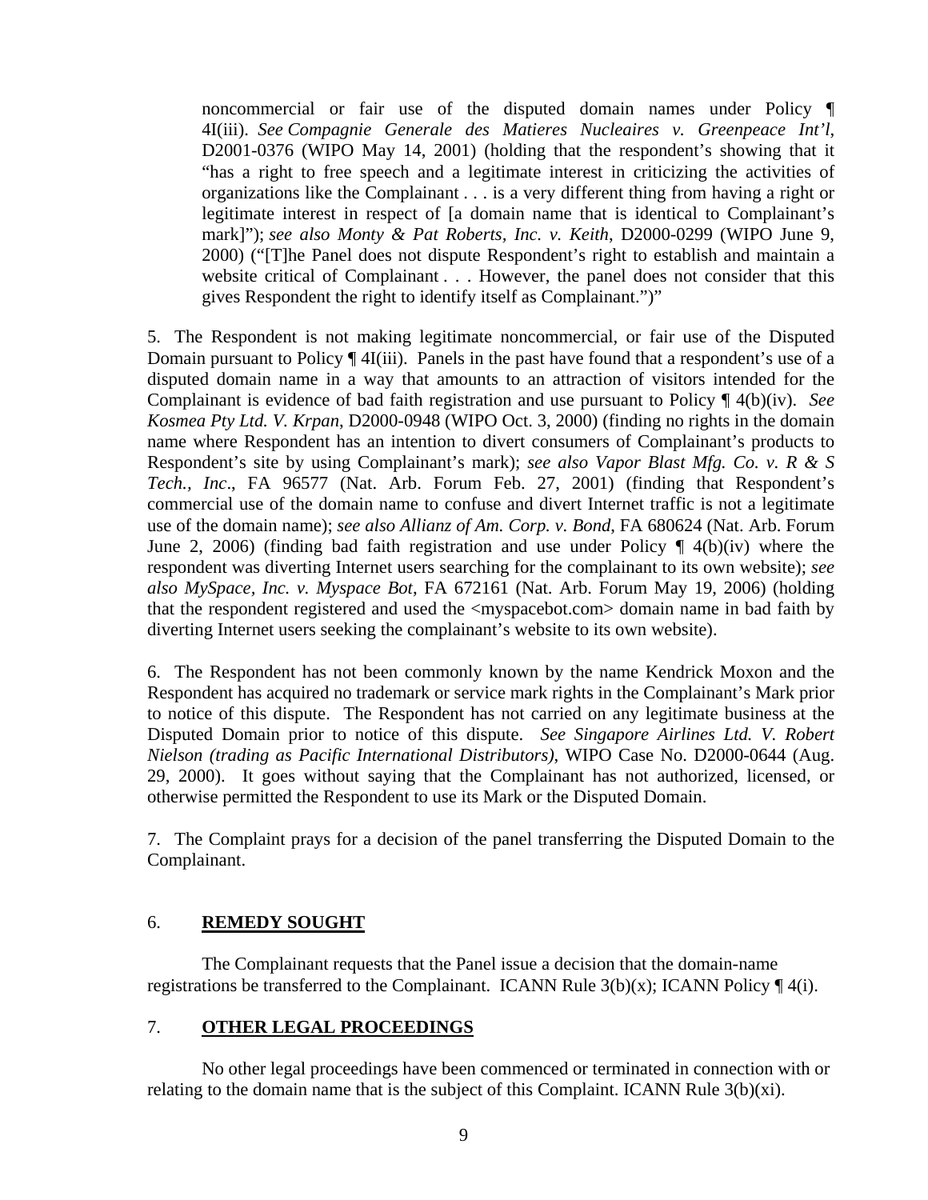noncommercial or fair use of the disputed domain names under Policy ¶ 4I(iii). *See Compagnie Generale des Matieres Nucleaires v. Greenpeace Int'l*, D2001-0376 (WIPO May 14, 2001) (holding that the respondent's showing that it "has a right to free speech and a legitimate interest in criticizing the activities of organizations like the Complainant . . . is a very different thing from having a right or legitimate interest in respect of [a domain name that is identical to Complainant's mark]"); *see also Monty & Pat Roberts, Inc. v. Keith*, D2000-0299 (WIPO June 9, 2000) ("[T]he Panel does not dispute Respondent's right to establish and maintain a website critical of Complainant . . . However, the panel does not consider that this gives Respondent the right to identify itself as Complainant.")"

5. The Respondent is not making legitimate noncommercial, or fair use of the Disputed Domain pursuant to Policy ¶ 4I(iii). Panels in the past have found that a respondent's use of a disputed domain name in a way that amounts to an attraction of visitors intended for the Complainant is evidence of bad faith registration and use pursuant to Policy ¶ 4(b)(iv). *See Kosmea Pty Ltd. V. Krpan*, D2000-0948 (WIPO Oct. 3, 2000) (finding no rights in the domain name where Respondent has an intention to divert consumers of Complainant's products to Respondent's site by using Complainant's mark); *see also Vapor Blast Mfg. Co. v. R & S Tech., Inc*., FA 96577 (Nat. Arb. Forum Feb. 27, 2001) (finding that Respondent's commercial use of the domain name to confuse and divert Internet traffic is not a legitimate use of the domain name); *see also Allianz of Am. Corp. v. Bond*, FA 680624 (Nat. Arb. Forum June 2, 2006) (finding bad faith registration and use under Policy ¶ 4(b)(iv) where the respondent was diverting Internet users searching for the complainant to its own website); *see also MySpace, Inc. v. Myspace Bot*, FA 672161 (Nat. Arb. Forum May 19, 2006) (holding that the respondent registered and used the <myspacebot.com> domain name in bad faith by diverting Internet users seeking the complainant's website to its own website).

6. The Respondent has not been commonly known by the name Kendrick Moxon and the Respondent has acquired no trademark or service mark rights in the Complainant's Mark prior to notice of this dispute. The Respondent has not carried on any legitimate business at the Disputed Domain prior to notice of this dispute. *See Singapore Airlines Ltd. V. Robert Nielson (trading as Pacific International Distributors)*, WIPO Case No. D2000-0644 (Aug. 29, 2000). It goes without saying that the Complainant has not authorized, licensed, or otherwise permitted the Respondent to use its Mark or the Disputed Domain.

7. The Complaint prays for a decision of the panel transferring the Disputed Domain to the Complainant.

## 6. **REMEDY SOUGHT**

The Complainant requests that the Panel issue a decision that the domain-name registrations be transferred to the Complainant. ICANN Rule 3(b)(x); ICANN Policy ¶ 4(i).

## 7. **OTHER LEGAL PROCEEDINGS**

No other legal proceedings have been commenced or terminated in connection with or relating to the domain name that is the subject of this Complaint. ICANN Rule 3(b)(xi).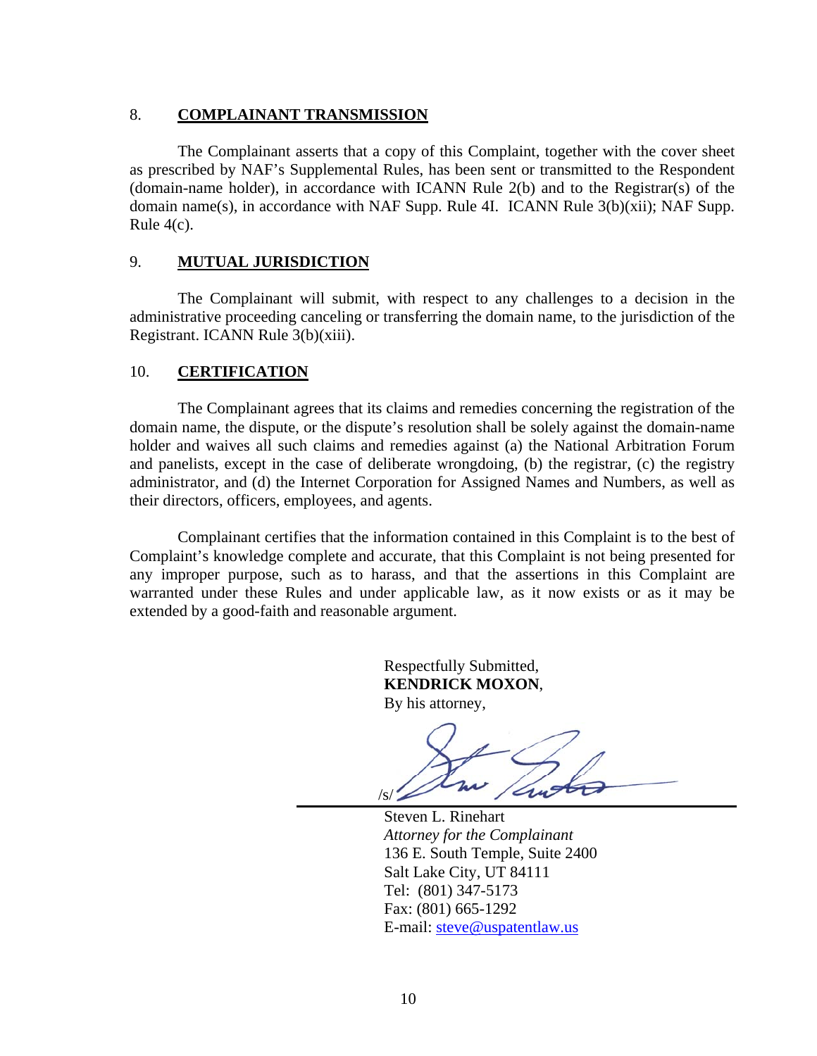## 8. **COMPLAINANT TRANSMISSION**

The Complainant asserts that a copy of this Complaint, together with the cover sheet as prescribed by NAF's Supplemental Rules, has been sent or transmitted to the Respondent (domain-name holder), in accordance with ICANN Rule 2(b) and to the Registrar(s) of the domain name(s), in accordance with NAF Supp. Rule 4I. ICANN Rule 3(b)(xii); NAF Supp. Rule 4(c).

## 9. **MUTUAL JURISDICTION**

The Complainant will submit, with respect to any challenges to a decision in the administrative proceeding canceling or transferring the domain name, to the jurisdiction of the Registrant. ICANN Rule 3(b)(xiii).

## 10. **CERTIFICATION**

The Complainant agrees that its claims and remedies concerning the registration of the domain name, the dispute, or the dispute's resolution shall be solely against the domain-name holder and waives all such claims and remedies against (a) the National Arbitration Forum and panelists, except in the case of deliberate wrongdoing, (b) the registrar, (c) the registry administrator, and (d) the Internet Corporation for Assigned Names and Numbers, as well as their directors, officers, employees, and agents.

Complainant certifies that the information contained in this Complaint is to the best of Complaint's knowledge complete and accurate, that this Complaint is not being presented for any improper purpose, such as to harass, and that the assertions in this Complaint are warranted under these Rules and under applicable law, as it now exists or as it may be extended by a good-faith and reasonable argument.

Respectfully Submitted,
**KENDRICK MOXON**,
By his attorney,

/s/

Steven L. Rinehart
*Attorney for the Complainant*
136 E. South Temple, Suite 2400
Salt Lake City, UT 84111
Tel: (801) 347-5173
Fax: (801) 665-1292
E-mail: steve@uspatentlaw.us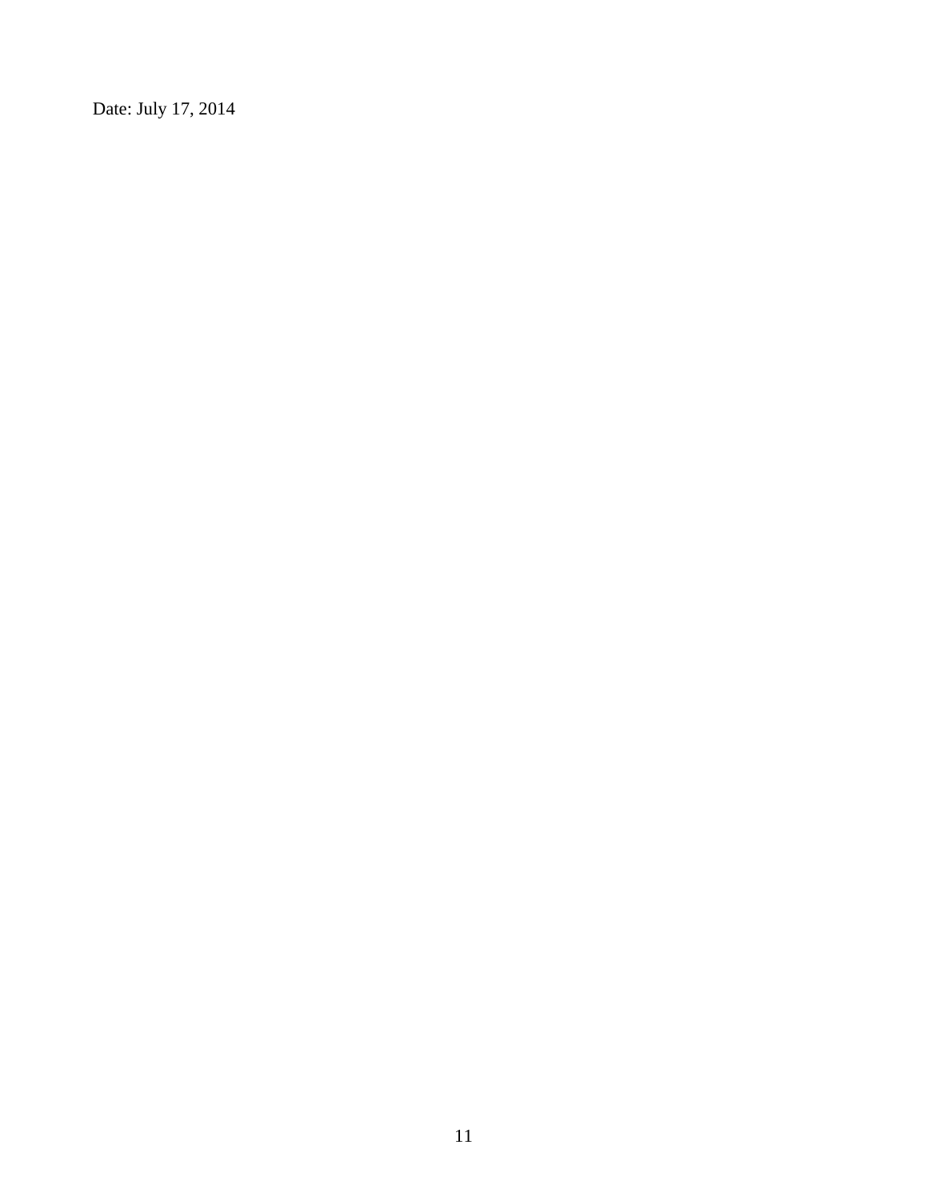Date: July 17, 2014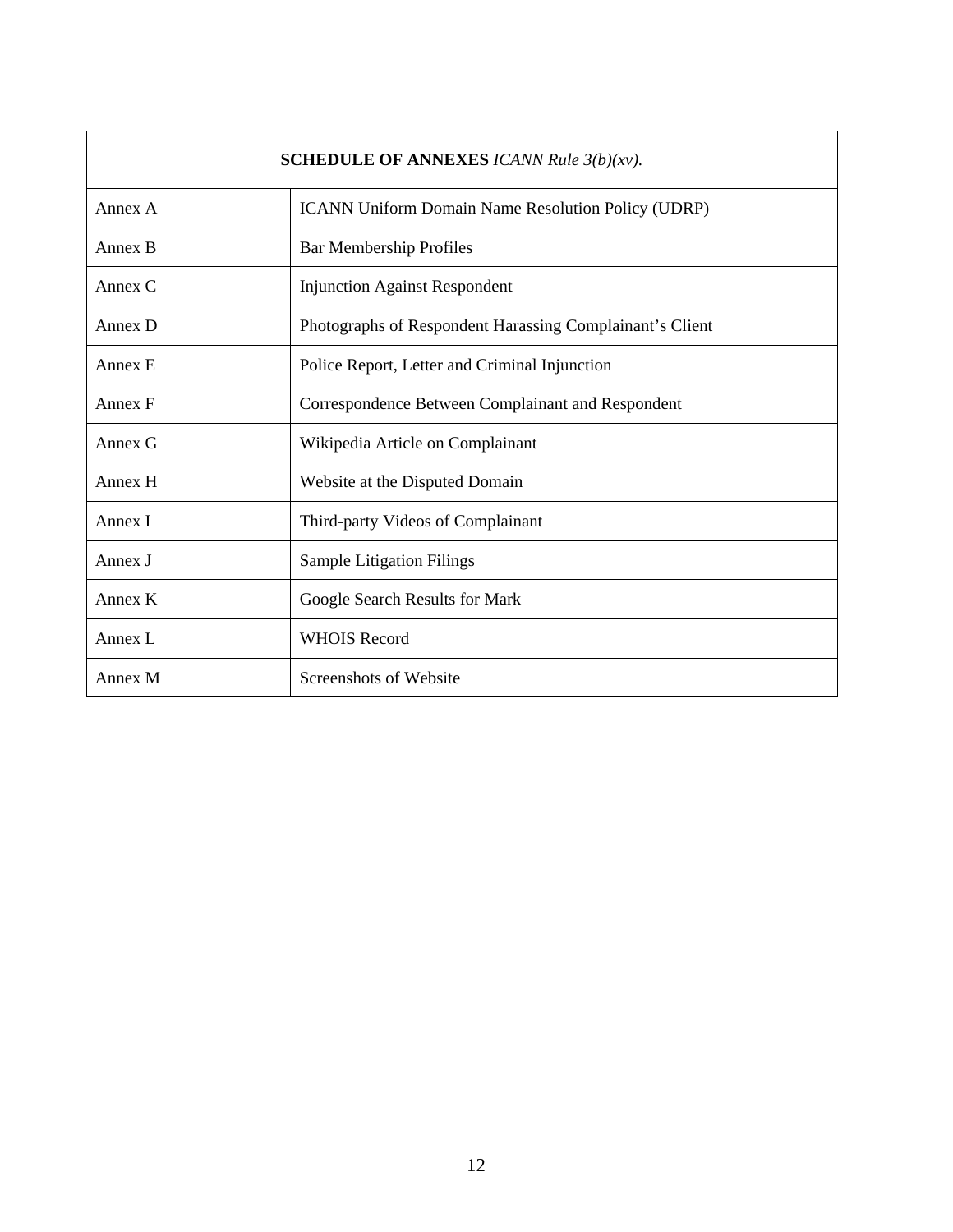| **SCHEDULE OF ANNEXES** *ICANN Rule 3(b)(xv).* | |
|---|---|
| Annex A | ICANN Uniform Domain Name Resolution Policy (UDRP) |
| Annex B | Bar Membership Profiles |
| Annex C | Injunction Against Respondent |
| Annex D | Photographs of Respondent Harassing Complainant's Client |
| Annex E | Police Report, Letter and Criminal Injunction |
| Annex F | Correspondence Between Complainant and Respondent |
| Annex G | Wikipedia Article on Complainant |
| Annex H | Website at the Disputed Domain |
| Annex I | Third-party Videos of Complainant |
| Annex J | Sample Litigation Filings |
| Annex K | Google Search Results for Mark |
| Annex L | WHOIS Record |
| Annex M | Screenshots of Website |